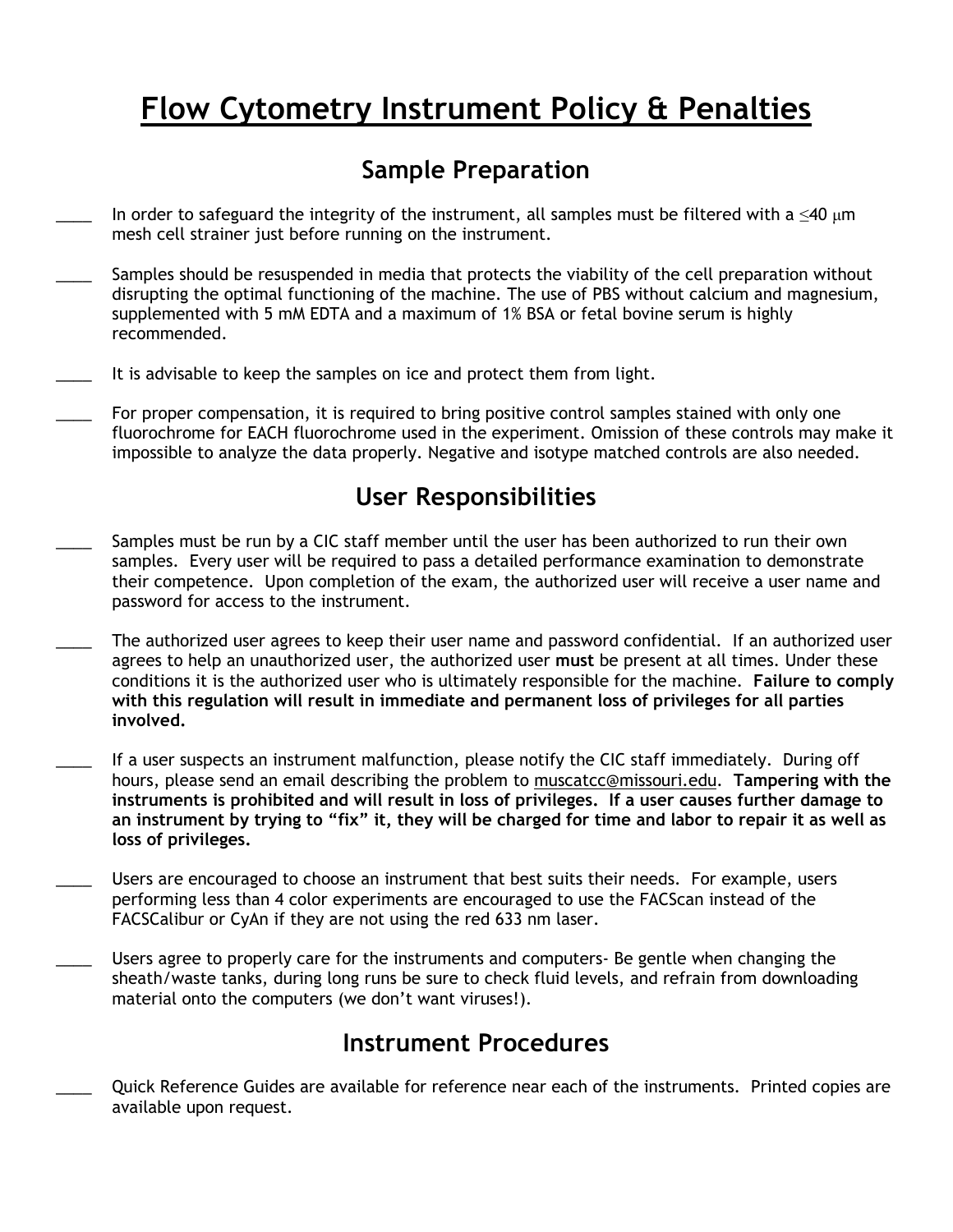# Flow Cytometry Instrument Policy & Penalties

## Sample Preparation

____ In order to safeguard the integrity of the instrument, all samples must be filtered with a $\leq$40 $\mu$m mesh cell strainer just before running on the instrument.

____ Samples should be resuspended in media that protects the viability of the cell preparation without disrupting the optimal functioning of the machine. The use of PBS without calcium and magnesium, supplemented with 5 mM EDTA and a maximum of 1% BSA or fetal bovine serum is highly recommended.

____ It is advisable to keep the samples on ice and protect them from light.

____ For proper compensation, it is required to bring positive control samples stained with only one fluorochrome for EACH fluorochrome used in the experiment. Omission of these controls may make it impossible to analyze the data properly. Negative and isotype matched controls are also needed.

## User Responsibilities

____ Samples must be run by a CIC staff member until the user has been authorized to run their own samples. Every user will be required to pass a detailed performance examination to demonstrate their competence. Upon completion of the exam, the authorized user will receive a user name and password for access to the instrument.

____ The authorized user agrees to keep their user name and password confidential. If an authorized user agrees to help an unauthorized user, the authorized user **must** be present at all times. Under these conditions it is the authorized user who is ultimately responsible for the machine. **Failure to comply with this regulation will result in immediate and permanent loss of privileges for all parties involved.**

____ If a user suspects an instrument malfunction, please notify the CIC staff immediately. During off hours, please send an email describing the problem to muscatcc@missouri.edu. **Tampering with the instruments is prohibited and will result in loss of privileges. If a user causes further damage to an instrument by trying to "fix" it, they will be charged for time and labor to repair it as well as loss of privileges.**

____ Users are encouraged to choose an instrument that best suits their needs. For example, users performing less than 4 color experiments are encouraged to use the FACScan instead of the FACSCalibur or CyAn if they are not using the red 633 nm laser.

____ Users agree to properly care for the instruments and computers- Be gentle when changing the sheath/waste tanks, during long runs be sure to check fluid levels, and refrain from downloading material onto the computers (we don't want viruses!).

## Instrument Procedures

____ Quick Reference Guides are available for reference near each of the instruments. Printed copies are available upon request.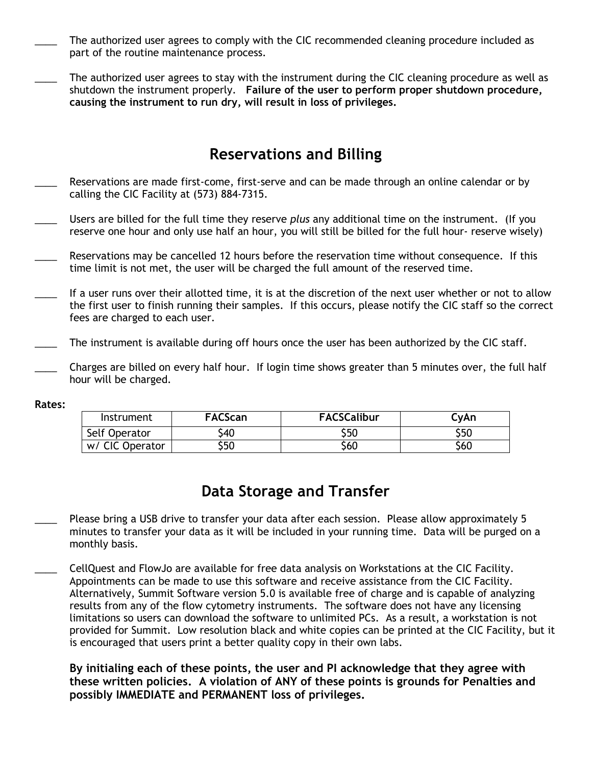____ The authorized user agrees to comply with the CIC recommended cleaning procedure included as part of the routine maintenance process.

____ The authorized user agrees to stay with the instrument during the CIC cleaning procedure as well as shutdown the instrument properly. **Failure of the user to perform proper shutdown procedure, causing the instrument to run dry, will result in loss of privileges.**

## Reservations and Billing

____ Reservations are made first-come, first-serve and can be made through an online calendar or by calling the CIC Facility at (573) 884-7315.

____ Users are billed for the full time they reserve *plus* any additional time on the instrument. (If you reserve one hour and only use half an hour, you will still be billed for the full hour- reserve wisely)

____ Reservations may be cancelled 12 hours before the reservation time without consequence. If this time limit is not met, the user will be charged the full amount of the reserved time.

____ If a user runs over their allotted time, it is at the discretion of the next user whether or not to allow the first user to finish running their samples. If this occurs, please notify the CIC staff so the correct fees are charged to each user.

____ The instrument is available during off hours once the user has been authorized by the CIC staff.

____ Charges are billed on every half hour. If login time shows greater than 5 minutes over, the full half hour will be charged.

**Rates:**

| Instrument | **FACScan** | **FACSCalibur** | **CyAn** |
|---|---|---|---|
| Self Operator | $40 | $50 | $50 |
| w/ CIC Operator | $50 | $60 | $60 |

## Data Storage and Transfer

____ Please bring a USB drive to transfer your data after each session. Please allow approximately 5 minutes to transfer your data as it will be included in your running time. Data will be purged on a monthly basis.

____ CellQuest and FlowJo are available for free data analysis on Workstations at the CIC Facility. Appointments can be made to use this software and receive assistance from the CIC Facility. Alternatively, Summit Software version 5.0 is available free of charge and is capable of analyzing results from any of the flow cytometry instruments. The software does not have any licensing limitations so users can download the software to unlimited PCs. As a result, a workstation is not provided for Summit. Low resolution black and white copies can be printed at the CIC Facility, but it is encouraged that users print a better quality copy in their own labs.

**By initialing each of these points, the user and PI acknowledge that they agree with these written policies. A violation of ANY of these points is grounds for Penalties and possibly IMMEDIATE and PERMANENT loss of privileges.**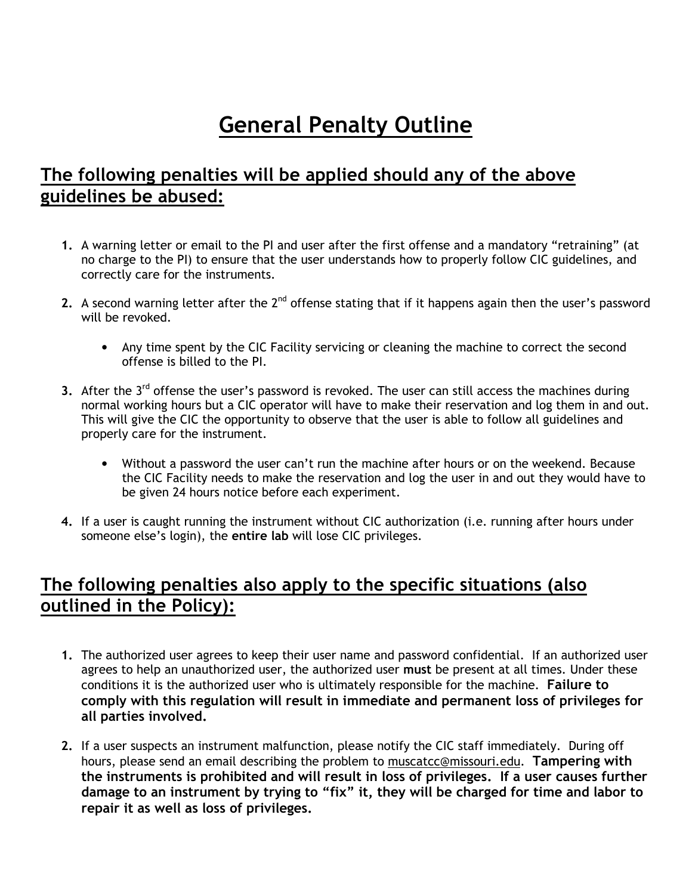# General Penalty Outline

## The following penalties will be applied should any of the above guidelines be abused:

1. A warning letter or email to the PI and user after the first offense and a mandatory “retraining” (at no charge to the PI) to ensure that the user understands how to properly follow CIC guidelines, and correctly care for the instruments.

2. A second warning letter after the 2nd offense stating that if it happens again then the user’s password will be revoked.

   - Any time spent by the CIC Facility servicing or cleaning the machine to correct the second offense is billed to the PI.

3. After the 3rd offense the user’s password is revoked. The user can still access the machines during normal working hours but a CIC operator will have to make their reservation and log them in and out. This will give the CIC the opportunity to observe that the user is able to follow all guidelines and properly care for the instrument.

   - Without a password the user can’t run the machine after hours or on the weekend. Because the CIC Facility needs to make the reservation and log the user in and out they would have to be given 24 hours notice before each experiment.

4. If a user is caught running the instrument without CIC authorization (i.e. running after hours under someone else’s login), the **entire lab** will lose CIC privileges.

## The following penalties also apply to the specific situations (also outlined in the Policy):

1. The authorized user agrees to keep their user name and password confidential. If an authorized user agrees to help an unauthorized user, the authorized user **must** be present at all times. Under these conditions it is the authorized user who is ultimately responsible for the machine. **Failure to comply with this regulation will result in immediate and permanent loss of privileges for all parties involved.**

2. If a user suspects an instrument malfunction, please notify the CIC staff immediately. During off hours, please send an email describing the problem to muscatcc@missouri.edu. **Tampering with the instruments is prohibited and will result in loss of privileges. If a user causes further damage to an instrument by trying to “fix” it, they will be charged for time and labor to repair it as well as loss of privileges.**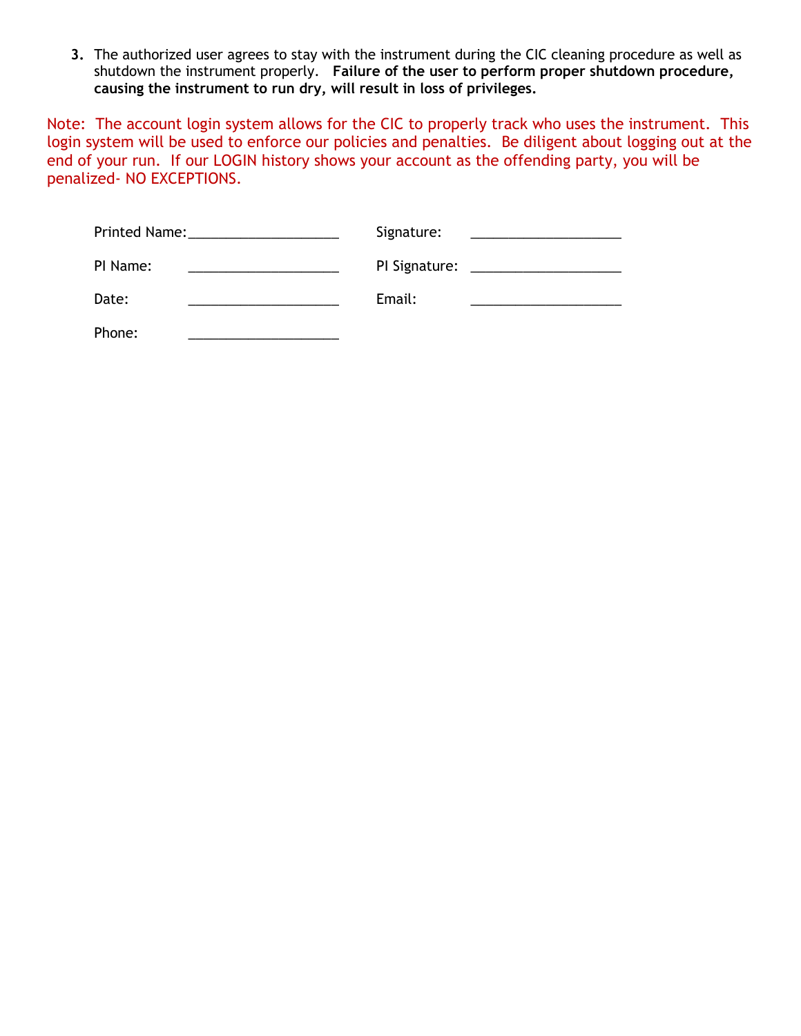3. The authorized user agrees to stay with the instrument during the CIC cleaning procedure as well as shutdown the instrument properly. **Failure of the user to perform proper shutdown procedure, causing the instrument to run dry, will result in loss of privileges.**

Note: The account login system allows for the CIC to properly track who uses the instrument. This login system will be used to enforce our policies and penalties. Be diligent about logging out at the end of your run. If our LOGIN history shows your account as the offending party, you will be penalized- NO EXCEPTIONS.

| | | | |
|---|---|---|---|
| Printed Name: | ____________________ | Signature: | ____________________ |
| PI Name: | ____________________ | PI Signature: | ____________________ |
| Date: | ____________________ | Email: | ____________________ |
| Phone: | ____________________ | | |